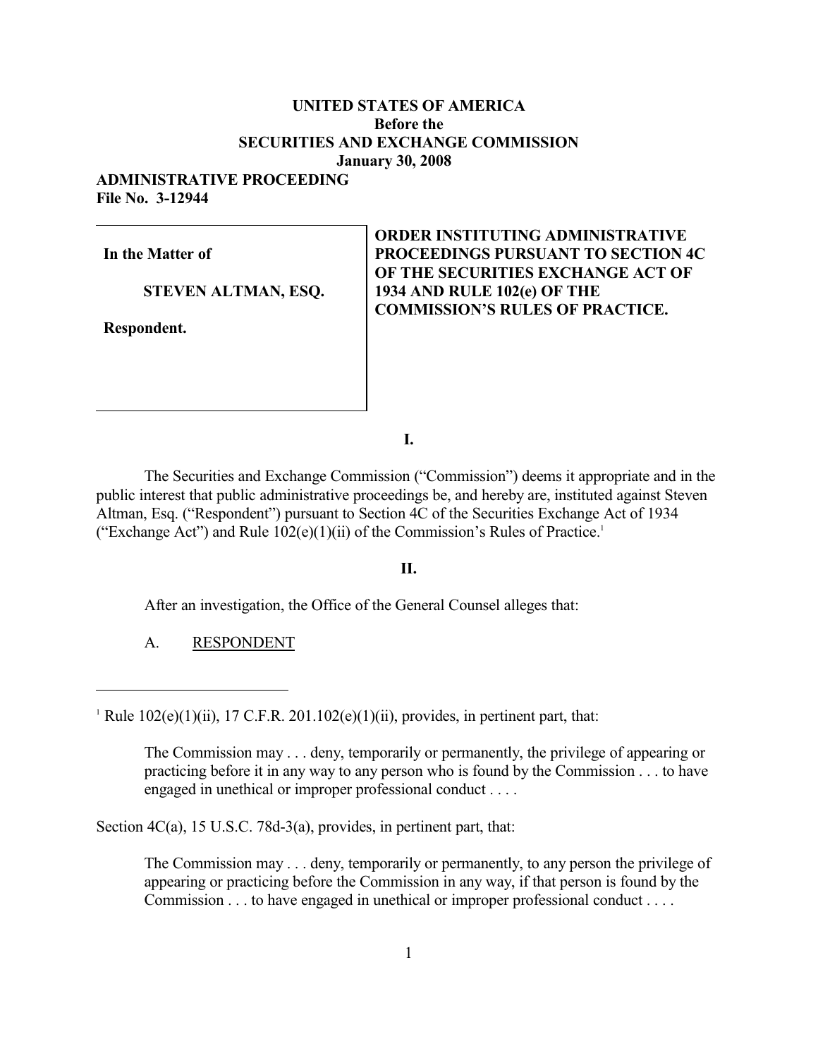**UNITED STATES OF AMERICA**
**Before the**
**SECURITIES AND EXCHANGE COMMISSION**
**January 30, 2008**

**ADMINISTRATIVE PROCEEDING**
**File No. 3-12944**

| | |
|---|---|
| **In the Matter of**<br><br>**STEVEN ALTMAN, ESQ.**<br><br>**Respondent.** | **ORDER INSTITUTING ADMINISTRATIVE PROCEEDINGS PURSUANT TO SECTION 4C OF THE SECURITIES EXCHANGE ACT OF 1934 AND RULE 102(e) OF THE COMMISSION'S RULES OF PRACTICE.** |

**I.**

The Securities and Exchange Commission ("Commission") deems it appropriate and in the public interest that public administrative proceedings be, and hereby are, instituted against Steven Altman, Esq. ("Respondent") pursuant to Section 4C of the Securities Exchange Act of 1934 ("Exchange Act") and Rule 102(e)(1)(ii) of the Commission's Rules of Practice.[1]

**II.**

After an investigation, the Office of the General Counsel alleges that:

A. RESPONDENT

---

[1] Rule 102(e)(1)(ii), 17 C.F.R. 201.102(e)(1)(ii), provides, in pertinent part, that:

> The Commission may . . . deny, temporarily or permanently, the privilege of appearing or practicing before it in any way to any person who is found by the Commission . . . to have engaged in unethical or improper professional conduct . . . .

Section 4C(a), 15 U.S.C. 78d-3(a), provides, in pertinent part, that:

> The Commission may . . . deny, temporarily or permanently, to any person the privilege of appearing or practicing before the Commission in any way, if that person is found by the Commission . . . to have engaged in unethical or improper professional conduct . . . .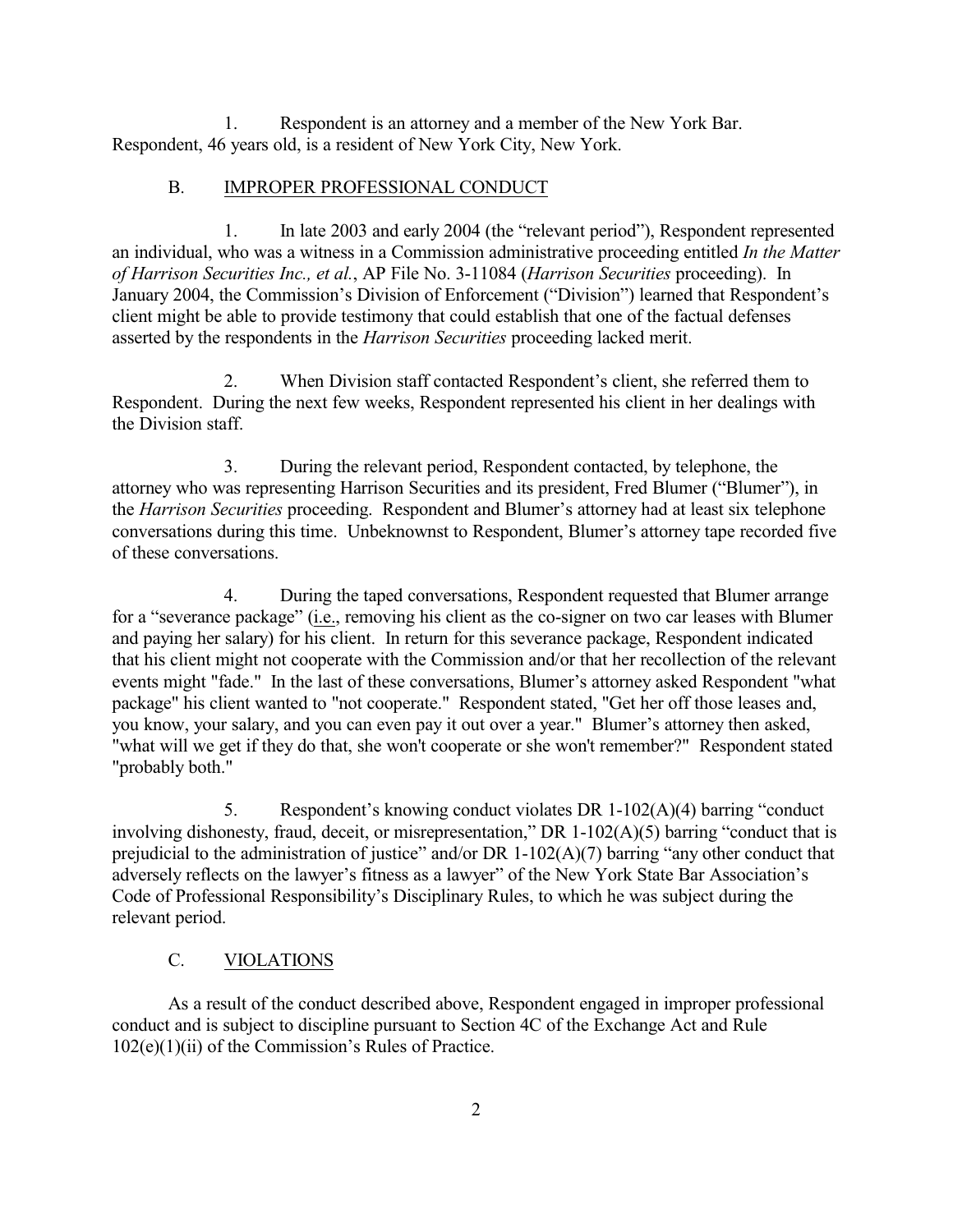1. Respondent is an attorney and a member of the New York Bar. Respondent, 46 years old, is a resident of New York City, New York.

## B. IMPROPER PROFESSIONAL CONDUCT

1. In late 2003 and early 2004 (the "relevant period"), Respondent represented an individual, who was a witness in a Commission administrative proceeding entitled *In the Matter of Harrison Securities Inc., et al.*, AP File No. 3-11084 (*Harrison Securities* proceeding). In January 2004, the Commission's Division of Enforcement ("Division") learned that Respondent's client might be able to provide testimony that could establish that one of the factual defenses asserted by the respondents in the *Harrison Securities* proceeding lacked merit.

2. When Division staff contacted Respondent's client, she referred them to Respondent. During the next few weeks, Respondent represented his client in her dealings with the Division staff.

3. During the relevant period, Respondent contacted, by telephone, the attorney who was representing Harrison Securities and its president, Fred Blumer ("Blumer"), in the *Harrison Securities* proceeding. Respondent and Blumer's attorney had at least six telephone conversations during this time. Unbeknownst to Respondent, Blumer's attorney tape recorded five of these conversations.

4. During the taped conversations, Respondent requested that Blumer arrange for a "severance package" (i.e., removing his client as the co-signer on two car leases with Blumer and paying her salary) for his client. In return for this severance package, Respondent indicated that his client might not cooperate with the Commission and/or that her recollection of the relevant events might "fade." In the last of these conversations, Blumer's attorney asked Respondent "what package" his client wanted to "not cooperate." Respondent stated, "Get her off those leases and, you know, your salary, and you can even pay it out over a year." Blumer's attorney then asked, "what will we get if they do that, she won't cooperate or she won't remember?" Respondent stated "probably both."

5. Respondent's knowing conduct violates DR 1-102(A)(4) barring "conduct involving dishonesty, fraud, deceit, or misrepresentation," DR 1-102(A)(5) barring "conduct that is prejudicial to the administration of justice" and/or DR 1-102(A)(7) barring "any other conduct that adversely reflects on the lawyer's fitness as a lawyer" of the New York State Bar Association's Code of Professional Responsibility's Disciplinary Rules, to which he was subject during the relevant period.

## C. VIOLATIONS

As a result of the conduct described above, Respondent engaged in improper professional conduct and is subject to discipline pursuant to Section 4C of the Exchange Act and Rule 102(e)(1)(ii) of the Commission's Rules of Practice.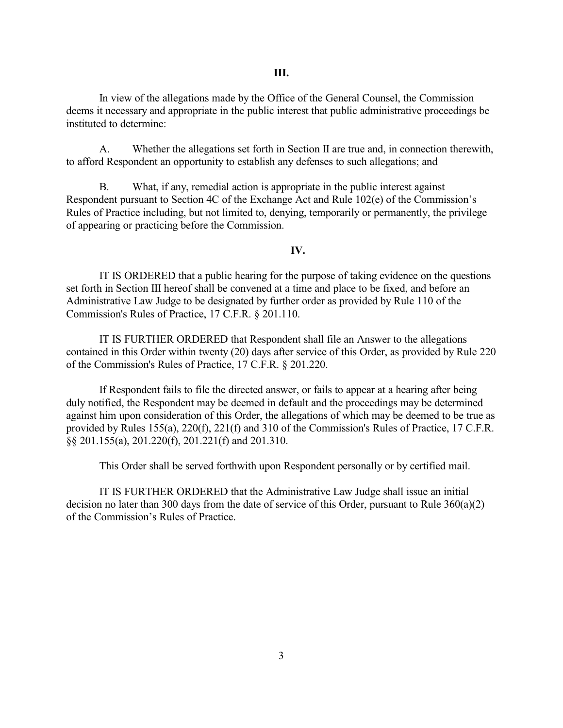## III.

In view of the allegations made by the Office of the General Counsel, the Commission deems it necessary and appropriate in the public interest that public administrative proceedings be instituted to determine:

A. Whether the allegations set forth in Section II are true and, in connection therewith, to afford Respondent an opportunity to establish any defenses to such allegations; and

B. What, if any, remedial action is appropriate in the public interest against Respondent pursuant to Section 4C of the Exchange Act and Rule 102(e) of the Commission's Rules of Practice including, but not limited to, denying, temporarily or permanently, the privilege of appearing or practicing before the Commission.

## IV.

IT IS ORDERED that a public hearing for the purpose of taking evidence on the questions set forth in Section III hereof shall be convened at a time and place to be fixed, and before an Administrative Law Judge to be designated by further order as provided by Rule 110 of the Commission's Rules of Practice, 17 C.F.R. § 201.110.

IT IS FURTHER ORDERED that Respondent shall file an Answer to the allegations contained in this Order within twenty (20) days after service of this Order, as provided by Rule 220 of the Commission's Rules of Practice, 17 C.F.R. § 201.220.

If Respondent fails to file the directed answer, or fails to appear at a hearing after being duly notified, the Respondent may be deemed in default and the proceedings may be determined against him upon consideration of this Order, the allegations of which may be deemed to be true as provided by Rules 155(a), 220(f), 221(f) and 310 of the Commission's Rules of Practice, 17 C.F.R. §§ 201.155(a), 201.220(f), 201.221(f) and 201.310.

This Order shall be served forthwith upon Respondent personally or by certified mail.

IT IS FURTHER ORDERED that the Administrative Law Judge shall issue an initial decision no later than 300 days from the date of service of this Order, pursuant to Rule 360(a)(2) of the Commission's Rules of Practice.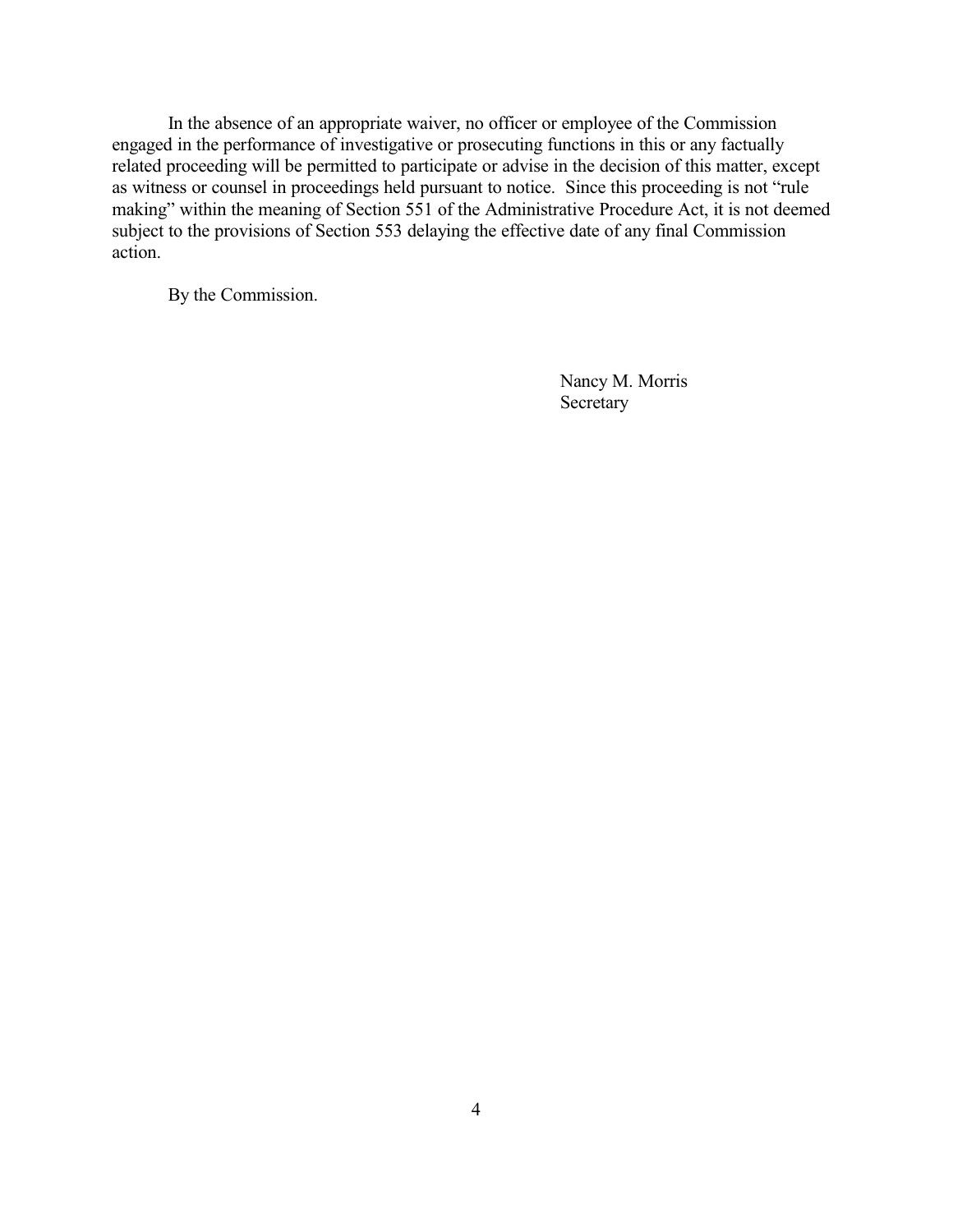In the absence of an appropriate waiver, no officer or employee of the Commission engaged in the performance of investigative or prosecuting functions in this or any factually related proceeding will be permitted to participate or advise in the decision of this matter, except as witness or counsel in proceedings held pursuant to notice. Since this proceeding is not "rule making" within the meaning of Section 551 of the Administrative Procedure Act, it is not deemed subject to the provisions of Section 553 delaying the effective date of any final Commission action.

By the Commission.

Nancy M. Morris
Secretary